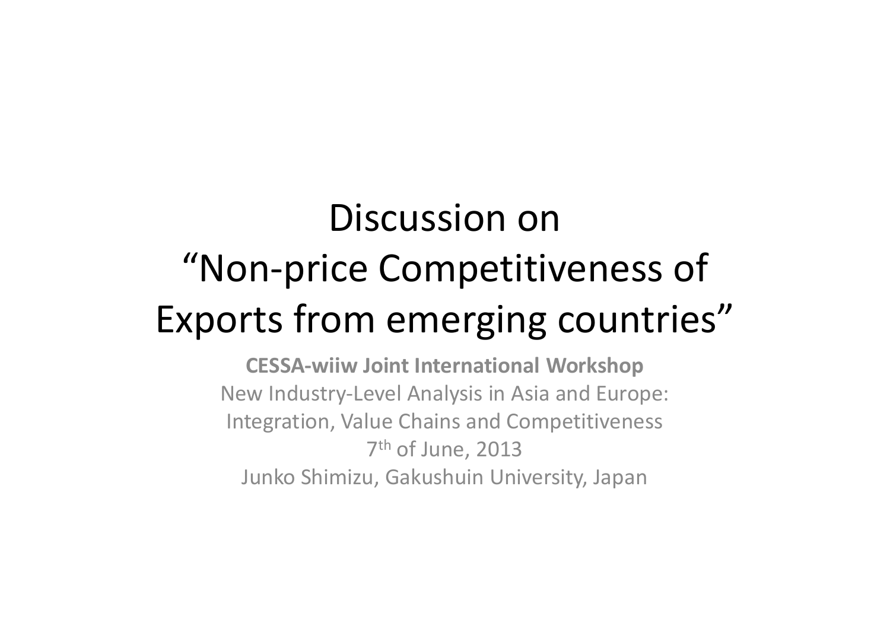# Discussion on "Non-price Competitiveness of Exports from emerging countries"

**CESSA-wiiw Joint International Workshop**

New Industry-Level Analysis in Asia and Europe: Integration, Value Chains and Competitiveness

7th of June, 2013

Junko Shimizu, Gakushuin University, Japan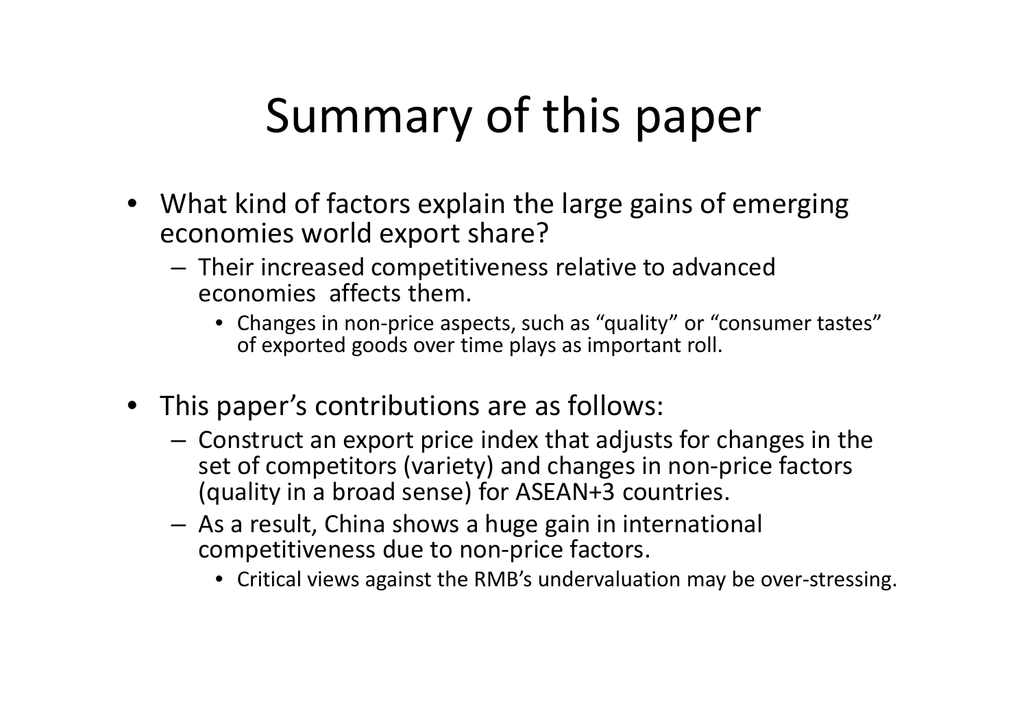# Summary of this paper

- What kind of factors explain the large gains of emerging economies world export share?
  - Their increased competitiveness relative to advanced economies affects them.
    - Changes in non-price aspects, such as "quality" or "consumer tastes" of exported goods over time plays as important roll.
- This paper's contributions are as follows:
  - Construct an export price index that adjusts for changes in the set of competitors (variety) and changes in non-price factors (quality in a broad sense) for ASEAN+3 countries.
  - As a result, China shows a huge gain in international competitiveness due to non-price factors.
    - Critical views against the RMB's undervaluation may be over-stressing.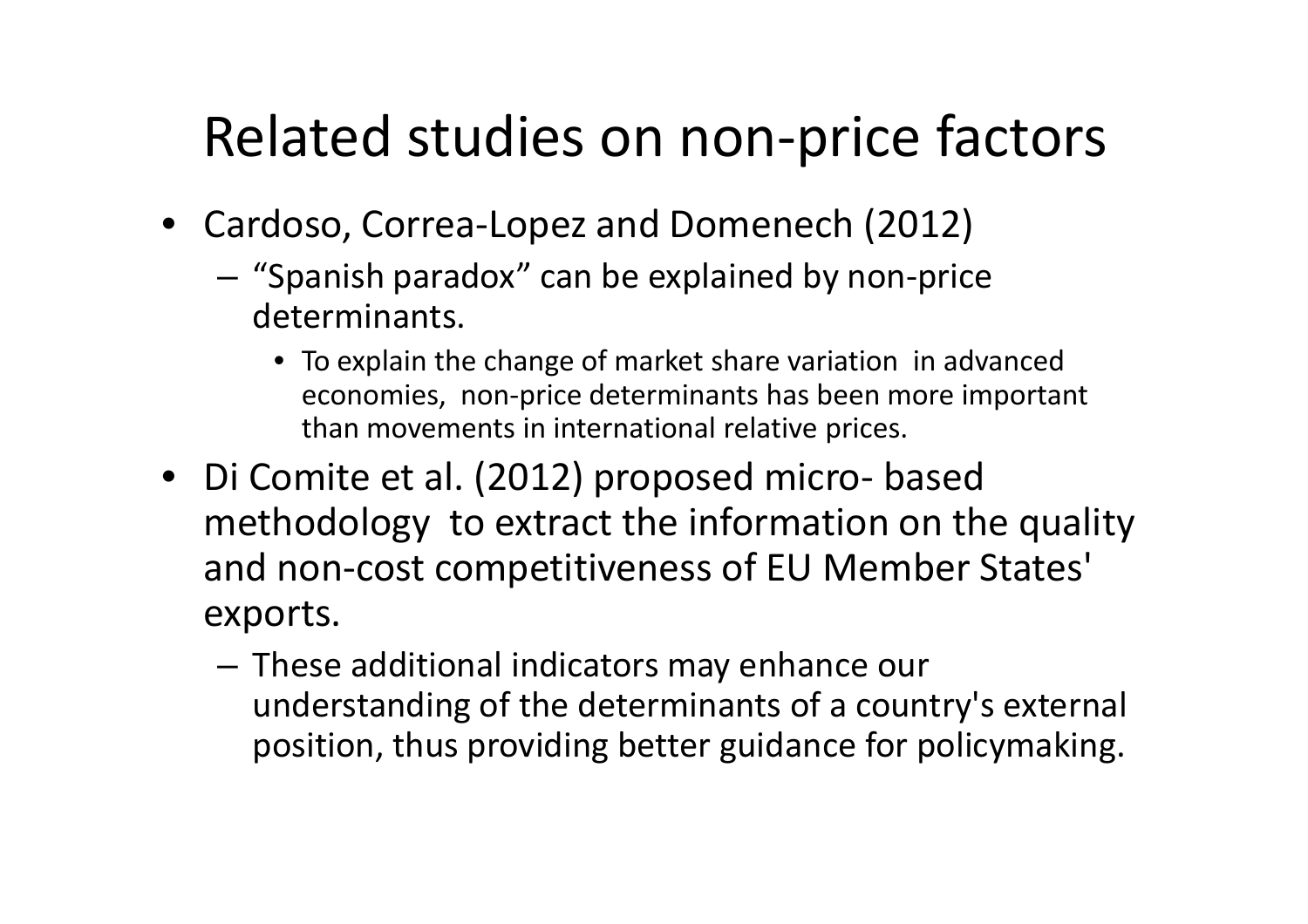# Related studies on non-price factors

- Cardoso, Correa-Lopez and Domenech (2012)
  - "Spanish paradox" can be explained by non-price determinants.
    - To explain the change of market share variation in advanced economies, non-price determinants has been more important than movements in international relative prices.
- Di Comite et al. (2012) proposed micro- based methodology to extract the information on the quality and non-cost competitiveness of EU Member States' exports.
  - These additional indicators may enhance our understanding of the determinants of a country's external position, thus providing better guidance for policymaking.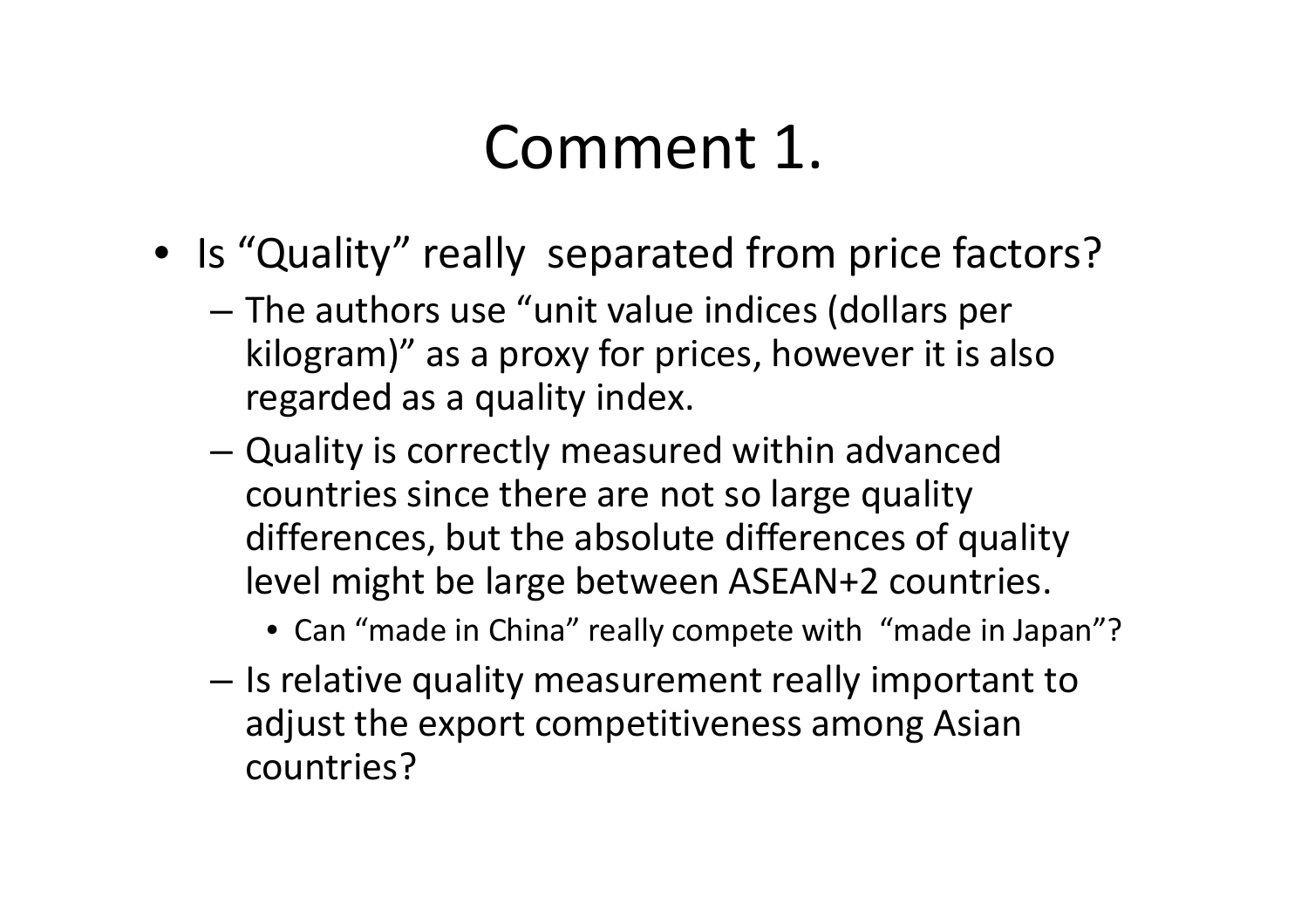# Comment 1.

- Is "Quality" really separated from price factors?
  - The authors use "unit value indices (dollars per kilogram)" as a proxy for prices, however it is also regarded as a quality index.
  - Quality is correctly measured within advanced countries since there are not so large quality differences, but the absolute differences of quality level might be large between ASEAN+2 countries.
    - Can "made in China" really compete with "made in Japan"?
  - Is relative quality measurement really important to adjust the export competitiveness among Asian countries?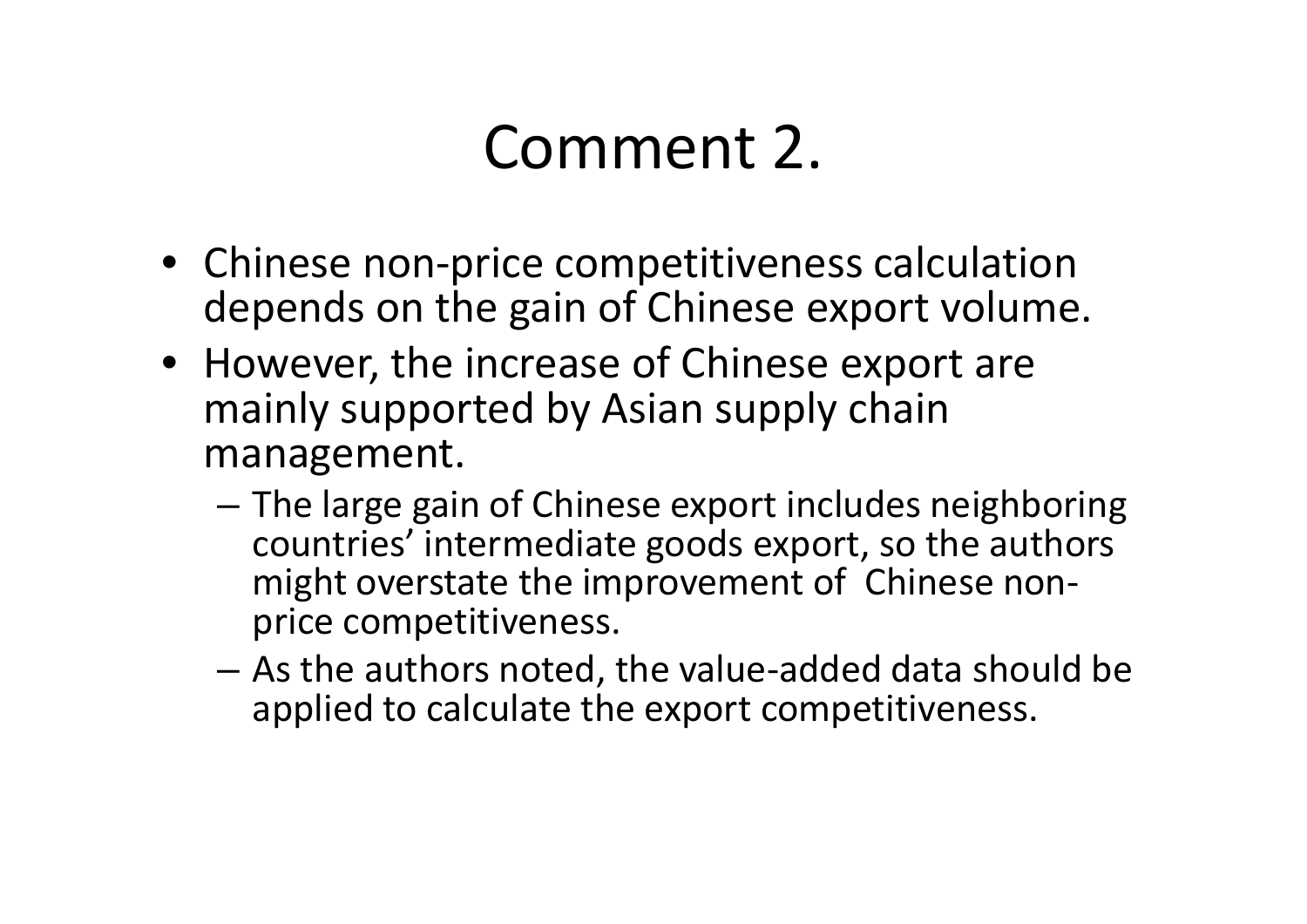# Comment 2.

- Chinese non-price competitiveness calculation depends on the gain of Chinese export volume.
- However, the increase of Chinese export are mainly supported by Asian supply chain management.
  - The large gain of Chinese export includes neighboring countries' intermediate goods export, so the authors might overstate the improvement of Chinese non-price competitiveness.
  - As the authors noted, the value-added data should be applied to calculate the export competitiveness.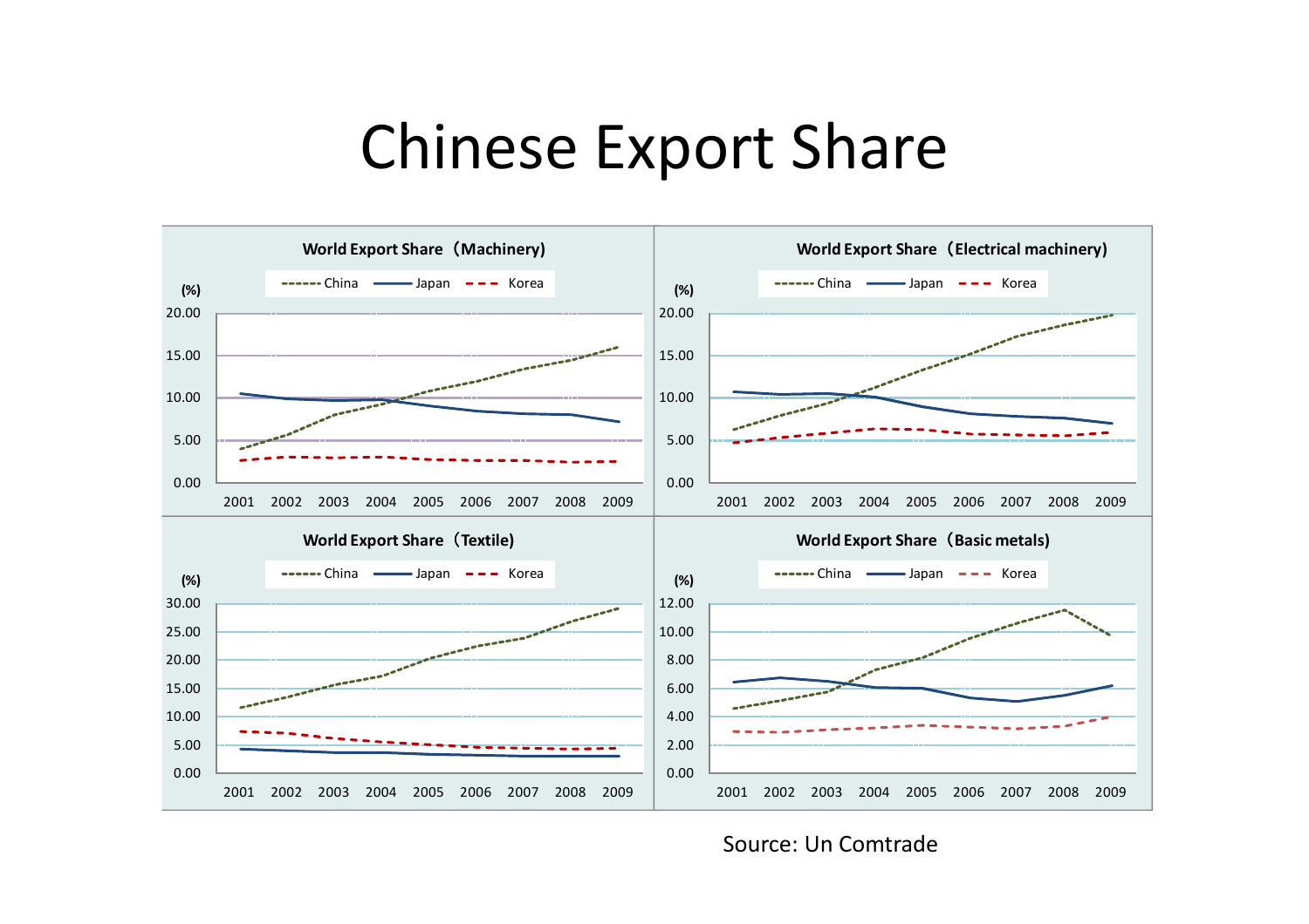# Chinese Export Share

**World Export Share（Machinery)**

**World Export Share（Electrical machinery)**

**World Export Share（Textile)**

**World Export Share（Basic metals)**

Source: Un Comtrade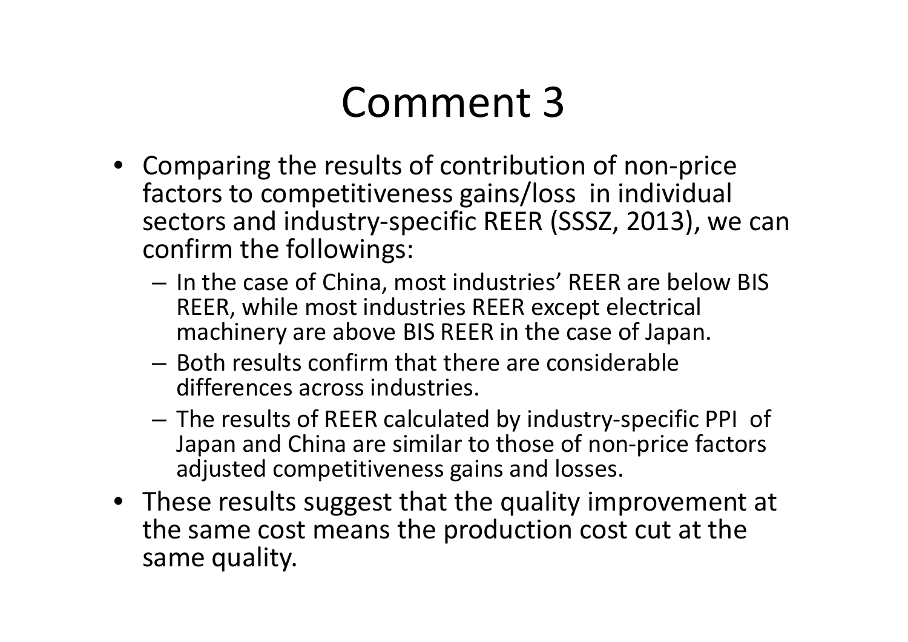# Comment 3

- Comparing the results of contribution of non-price factors to competitiveness gains/loss in individual sectors and industry-specific REER (SSSZ, 2013), we can confirm the followings:
  - In the case of China, most industries' REER are below BIS REER, while most industries REER except electrical machinery are above BIS REER in the case of Japan.
  - Both results confirm that there are considerable differences across industries.
  - The results of REER calculated by industry-specific PPI of Japan and China are similar to those of non-price factors adjusted competitiveness gains and losses.
- These results suggest that the quality improvement at the same cost means the production cost cut at the same quality.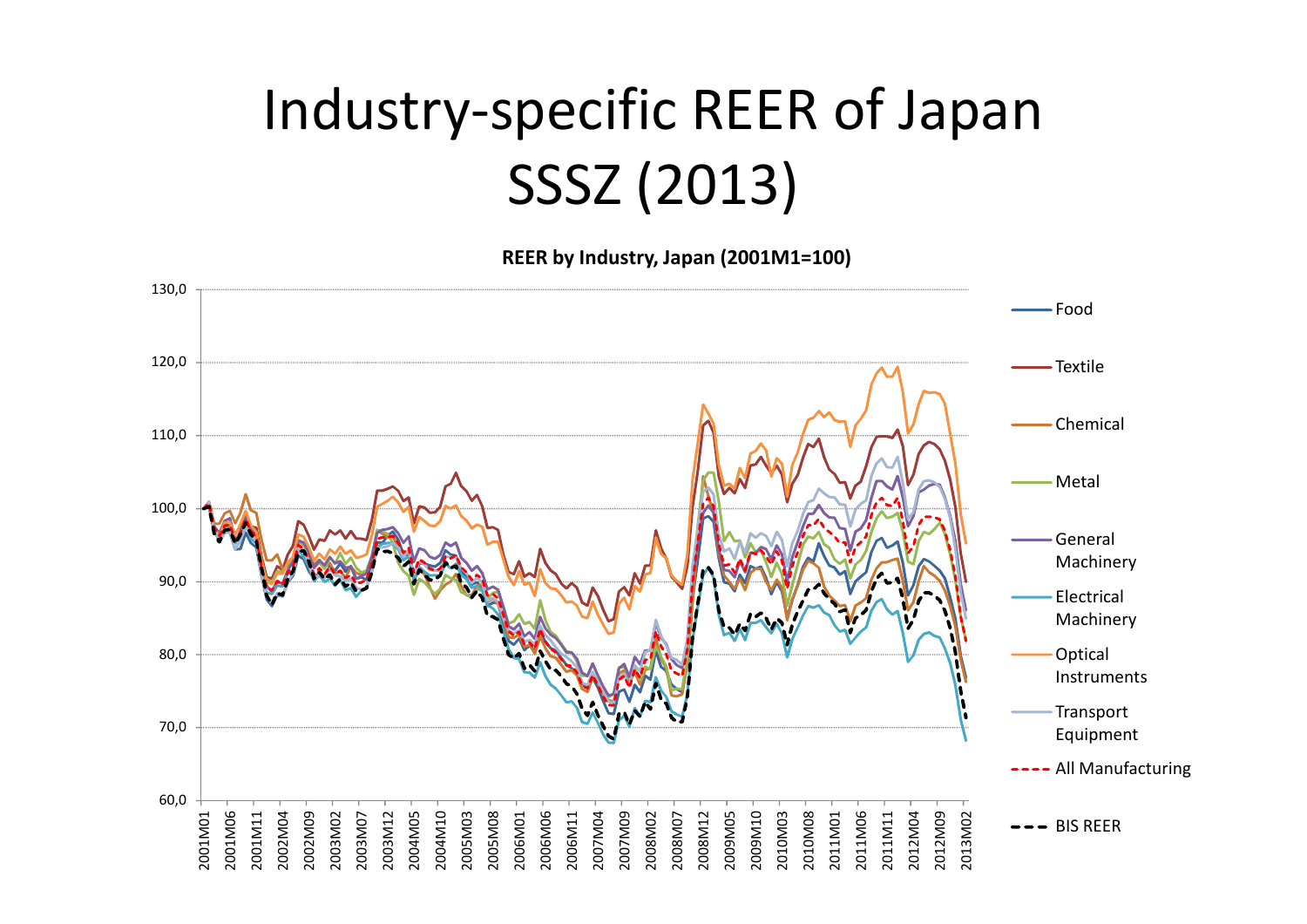# Industry-specific REER of Japan SSSZ (2013)

**REER by Industry, Japan (2001M1=100)**

Legend: Food, Textile, Chemical, Metal, General Machinery, Electrical Machinery, Optical Instruments, Transport Equipment, All Manufacturing, BIS REER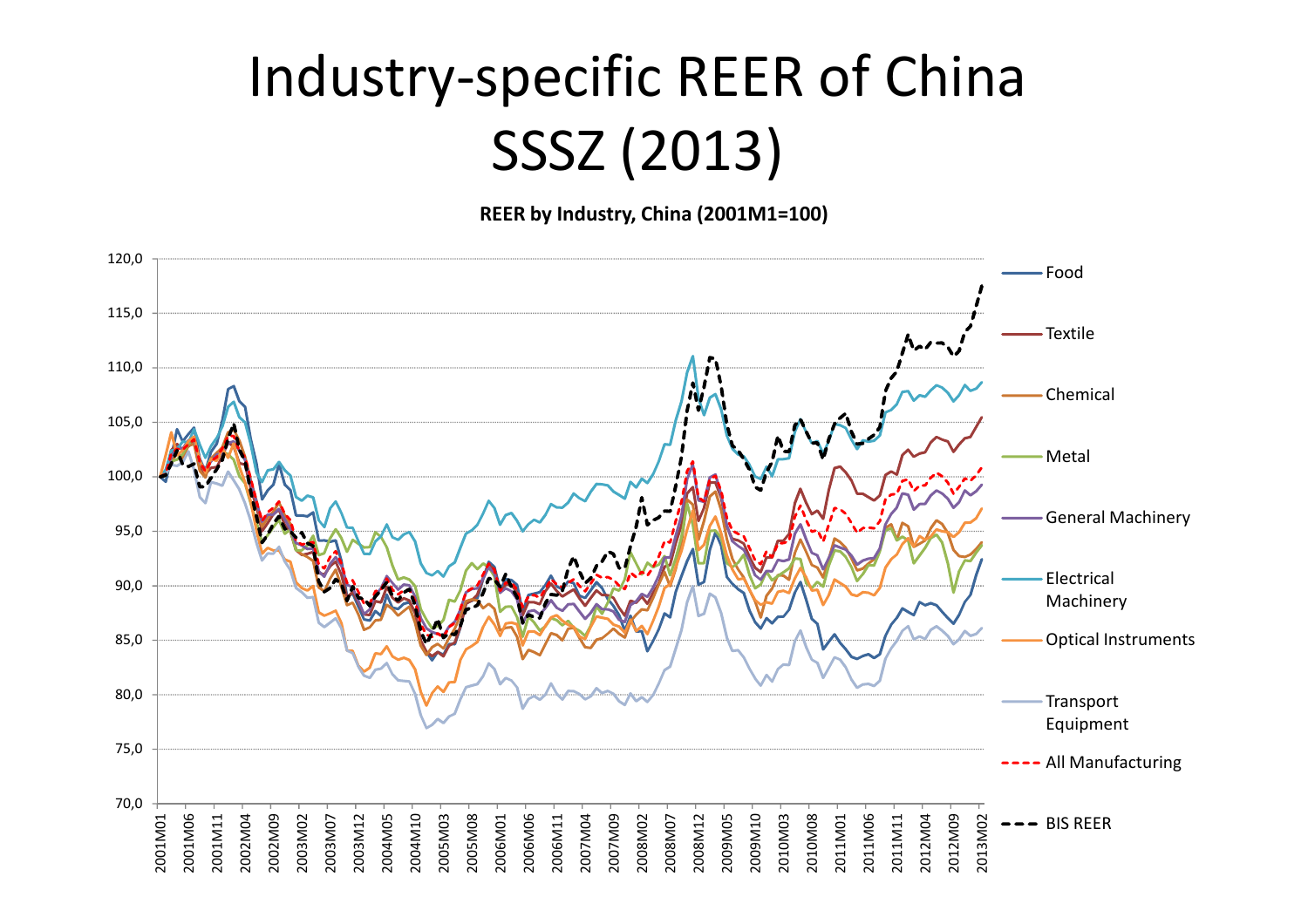# Industry-specific REER of China SSSZ (2013)

**REER by Industry, China (2001M1=100)**

Food

Textile

Chemical

Metal

General Machinery

Electrical Machinery

Optical Instruments

Transport Equipment

All Manufacturing

BIS REER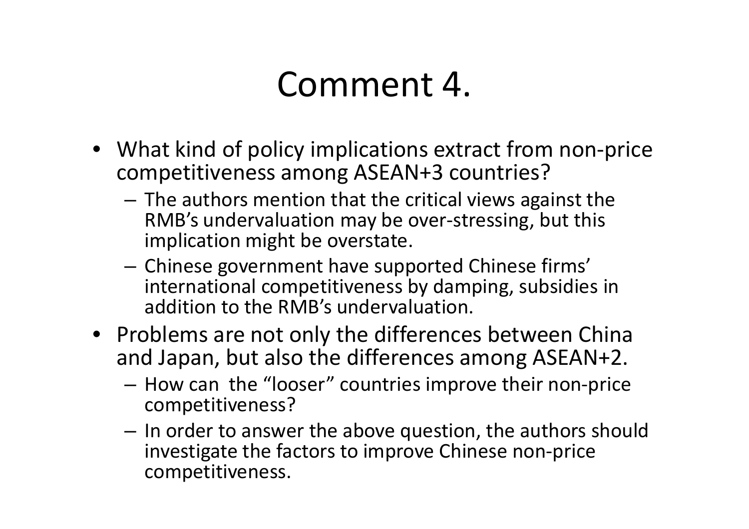# Comment 4.

- What kind of policy implications extract from non-price competitiveness among ASEAN+3 countries?
  - The authors mention that the critical views against the RMB's undervaluation may be over-stressing, but this implication might be overstate.
  - Chinese government have supported Chinese firms' international competitiveness by damping, subsidies in addition to the RMB's undervaluation.
- Problems are not only the differences between China and Japan, but also the differences among ASEAN+2.
  - How can the "looser" countries improve their non-price competitiveness?
  - In order to answer the above question, the authors should investigate the factors to improve Chinese non-price competitiveness.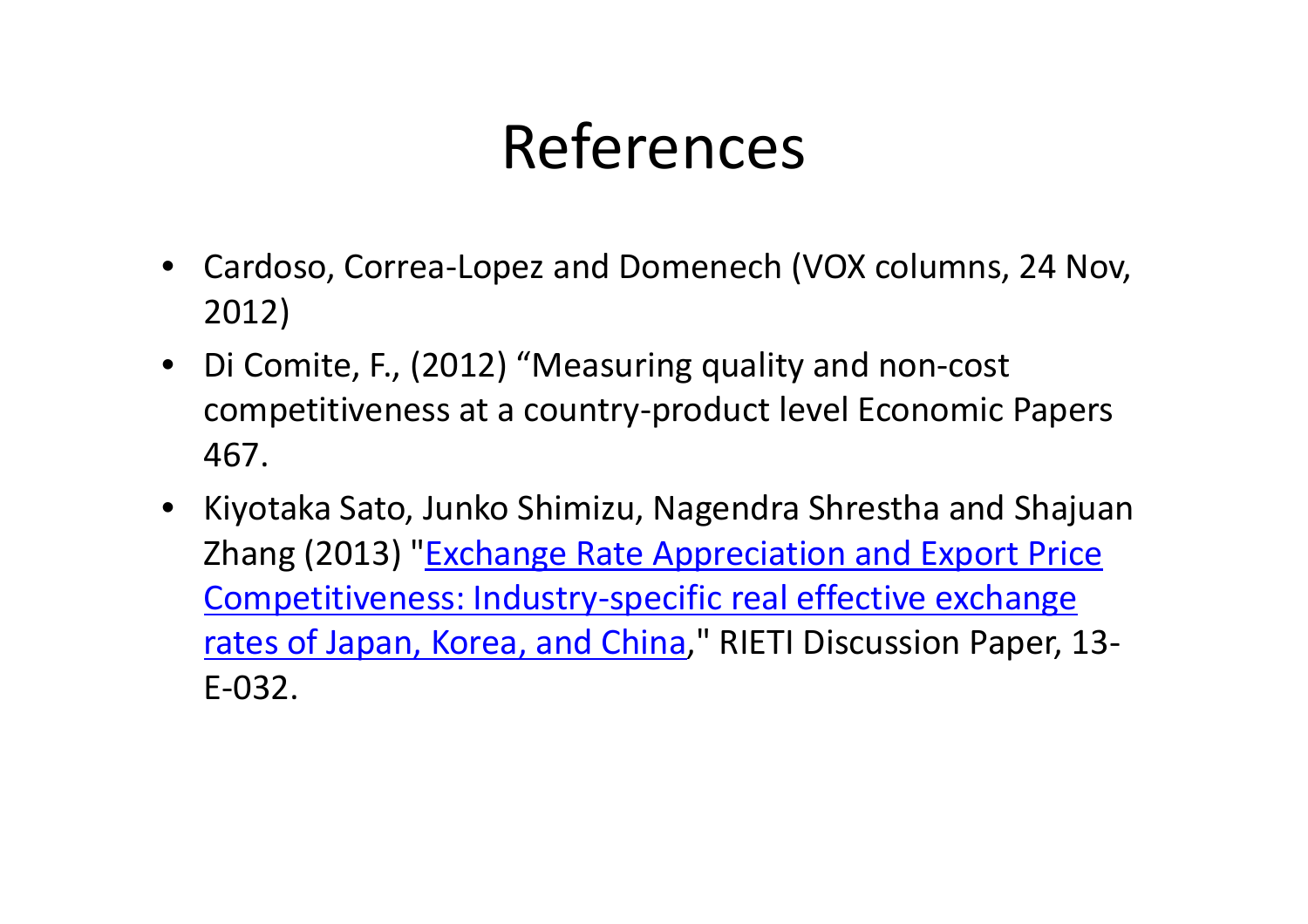# References

- Cardoso, Correa-Lopez and Domenech (VOX columns, 24 Nov, 2012)
- Di Comite, F., (2012) “Measuring quality and non-cost competitiveness at a country-product level Economic Papers 467.
- Kiyotaka Sato, Junko Shimizu, Nagendra Shrestha and Shajuan Zhang (2013) "Exchange Rate Appreciation and Export Price Competitiveness: Industry-specific real effective exchange rates of Japan, Korea, and China," RIETI Discussion Paper, 13-E-032.